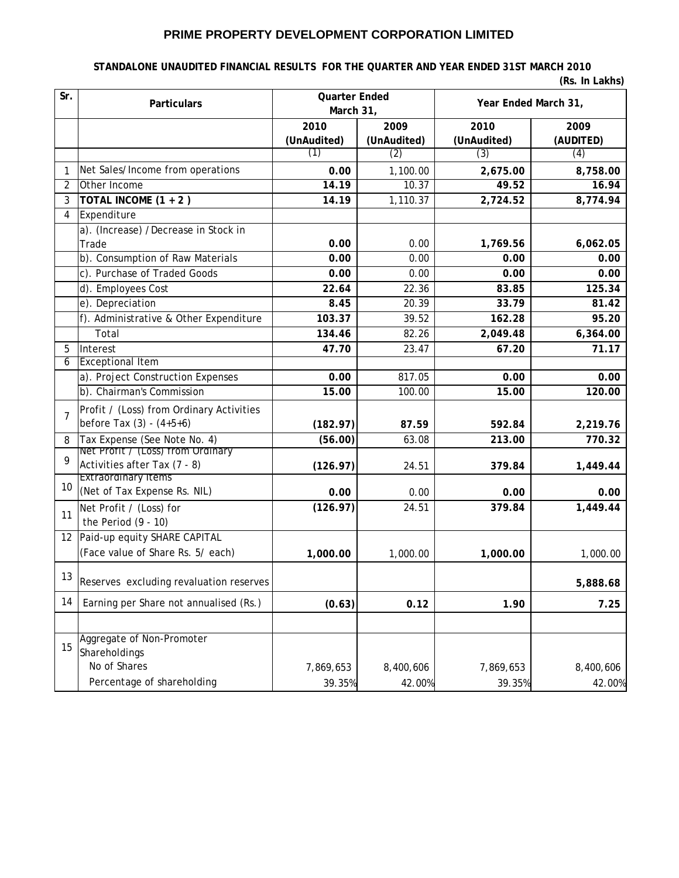# PRIME PROPERTY DEVELOPMENT CORPORATION LIMITED

## STANDALONE UNAUDITED FINANCIAL RESULTS FOR THE QUARTER AND YEAR ENDED 31ST MARCH 2010

**(Rs. In Lakhs)**

| Sr. | Particulars | Quarter Ended March 31, | | Year Ended March 31, | |
|---|---|---|---|---|---|
| | | 2010 (UnAudited) | 2009 (UnAudited) | 2010 (UnAudited) | 2009 (AUDITED) |
| | | (1) | (2) | (3) | (4) |
| 1 | Net Sales/Income from operations | **0.00** | 1,100.00 | **2,675.00** | **8,758.00** |
| 2 | Other Income | **14.19** | 10.37 | **49.52** | **16.94** |
| 3 | **TOTAL INCOME (1 + 2 )** | **14.19** | 1,110.37 | **2,724.52** | **8,774.94** |
| 4 | Expenditure | | | | |
| | a). (Increase) /Decrease in Stock in Trade | **0.00** | 0.00 | **1,769.56** | **6,062.05** |
| | b). Consumption of Raw Materials | **0.00** | 0.00 | **0.00** | **0.00** |
| | c). Purchase of Traded Goods | **0.00** | 0.00 | **0.00** | **0.00** |
| | d). Employees Cost | **22.64** | 22.36 | **83.85** | **125.34** |
| | e). Depreciation | **8.45** | 20.39 | **33.79** | **81.42** |
| | f). Administrative & Other Expenditure | **103.37** | 39.52 | **162.28** | **95.20** |
| | Total | **134.46** | 82.26 | **2,049.48** | **6,364.00** |
| 5 | Interest | **47.70** | 23.47 | **67.20** | **71.17** |
| 6 | Exceptional Item | | | | |
| | a). Project Construction Expenses | **0.00** | 817.05 | **0.00** | **0.00** |
| | b). Chairman's Commission | **15.00** | 100.00 | **15.00** | **120.00** |
| 7 | Profit / (Loss) from Ordinary Activities before Tax (3) - (4+5+6) | **(182.97)** | 87.59 | **592.84** | **2,219.76** |
| 8 | Tax Expense (See Note No. 4) | **(56.00)** | 63.08 | **213.00** | **770.32** |
| 9 | Net Profit / (Loss) from Ordinary Activities after Tax (7 - 8) | **(126.97)** | 24.51 | **379.84** | **1,449.44** |
| 10 | Extraordinary Items (Net of Tax Expense Rs. NIL) | **0.00** | 0.00 | **0.00** | **0.00** |
| 11 | Net Profit / (Loss) for the Period (9 - 10) | **(126.97)** | 24.51 | **379.84** | **1,449.44** |
| 12 | Paid-up equity SHARE CAPITAL (Face value of Share Rs. 5/ each) | **1,000.00** | 1,000.00 | **1,000.00** | 1,000.00 |
| 13 | Reserves excluding revaluation reserves | | | | **5,888.68** |
| 14 | Earning per Share not annualised (Rs.) | **(0.63)** | **0.12** | **1.90** | **7.25** |
| | | | | | |
| 15 | Aggregate of Non-Promoter Shareholdings | | | | |
| | No of Shares | 7,869,653 | 8,400,606 | 7,869,653 | 8,400,606 |
| | Percentage of shareholding | 39.35% | 42.00% | 39.35% | 42.00% |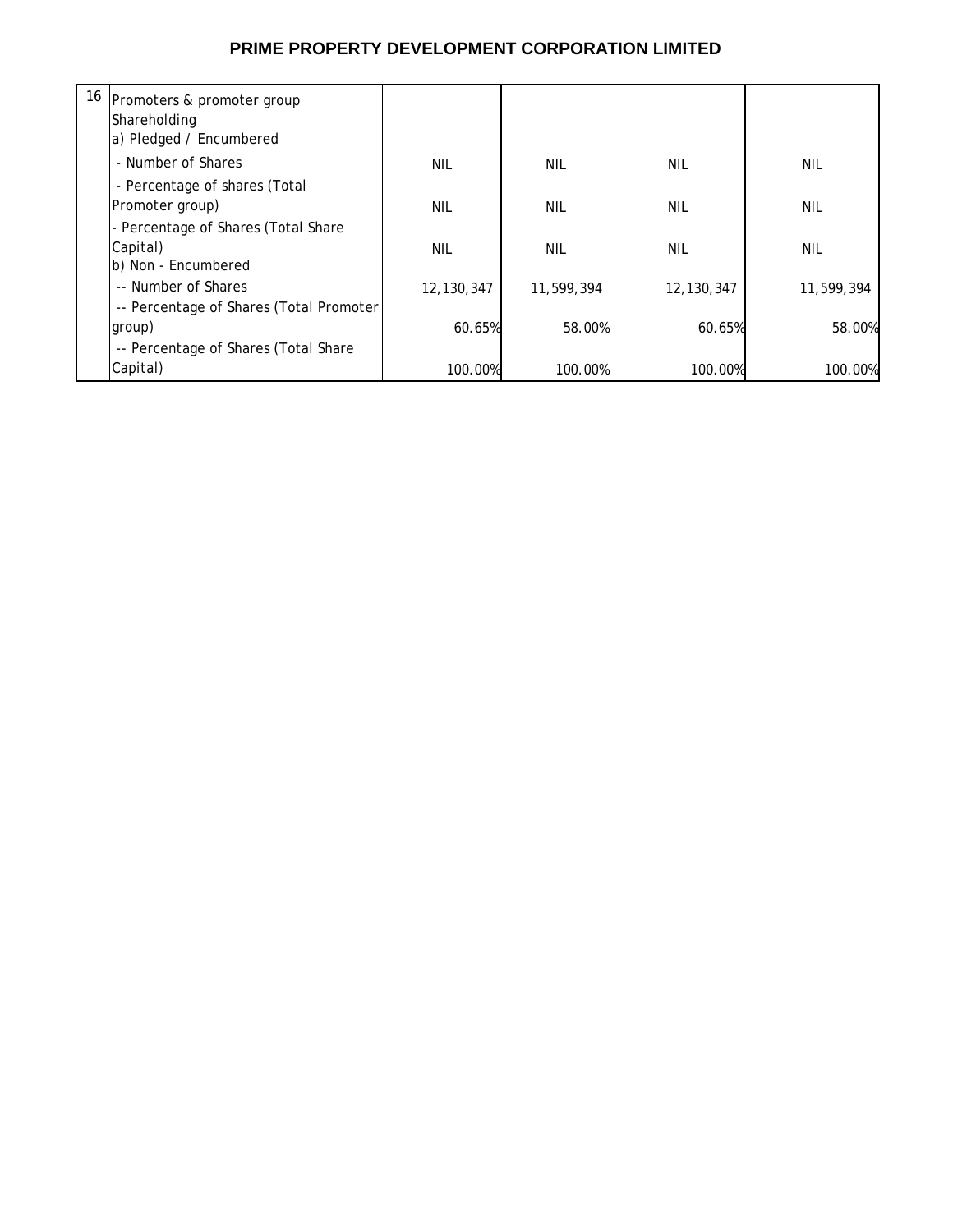## PRIME PROPERTY DEVELOPMENT CORPORATION LIMITED

| | | | | | |
|---|---|---|---|---|---|
| 16 | Promoters & promoter group Shareholding | | | | |
| | a) Pledged / Encumbered | | | | |
| | - Number of Shares | NIL | NIL | NIL | NIL |
| | - Percentage of shares (Total Promoter group) | NIL | NIL | NIL | NIL |
| | - Percentage of Shares (Total Share Capital) | NIL | NIL | NIL | NIL |
| | b) Non - Encumbered | | | | |
| | -- Number of Shares | 12,130,347 | 11,599,394 | 12,130,347 | 11,599,394 |
| | -- Percentage of Shares (Total Promoter group) | 60.65% | 58.00% | 60.65% | 58.00% |
| | -- Percentage of Shares (Total Share Capital) | 100.00% | 100.00% | 100.00% | 100.00% |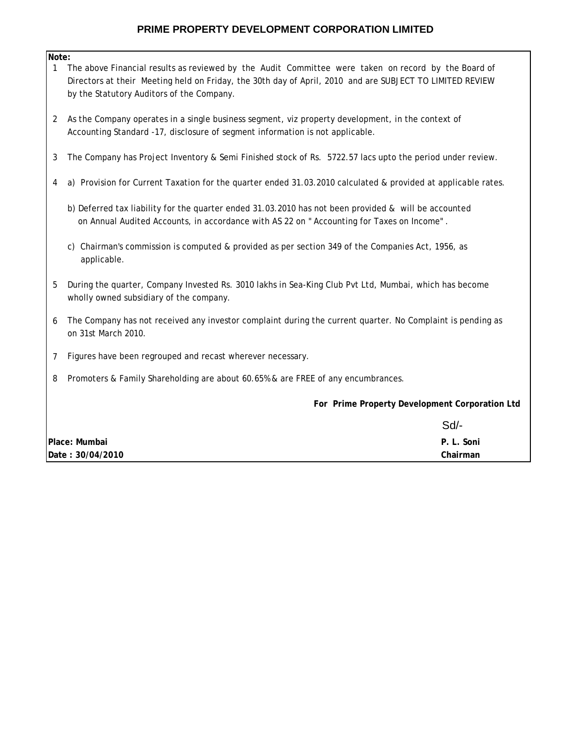# PRIME PROPERTY DEVELOPMENT CORPORATION LIMITED

**Note:**

1. The above Financial results as reviewed by the Audit Committee were taken on record by the Board of Directors at their Meeting held on Friday, the 30th day of April, 2010 and are SUBJECT TO LIMITED REVIEW by the Statutory Auditors of the Company.

2. As the Company operates in a single business segment, viz property development, in the context of Accounting Standard -17, disclosure of segment information is not applicable.

3. The Company has Project Inventory & Semi Finished stock of Rs. 5722.57 lacs upto the period under review.

4. a) Provision for Current Taxation for the quarter ended 31.03.2010 calculated & provided at applicable rates.

   b) Deferred tax liability for the quarter ended 31.03.2010 has not been provided & will be accounted on Annual Audited Accounts, in accordance with AS 22 on " Accounting for Taxes on Income" .

   c) Chairman's commission is computed & provided as per section 349 of the Companies Act, 1956, as applicable.

5. During the quarter, Company Invested Rs. 3010 lakhs in Sea-King Club Pvt Ltd, Mumbai, which has become wholly owned subsidiary of the company.

6. The Company has not received any investor complaint during the current quarter. No Complaint is pending as on 31st March 2010.

7. Figures have been regrouped and recast wherever necessary.

8. Promoters & Family Shareholding are about 60.65% & are FREE of any encumbrances.

**For Prime Property Development Corporation Ltd**

Sd/-

**Place: Mumbai**
**Date : 30/04/2010**

**P. L. Soni**
**Chairman**